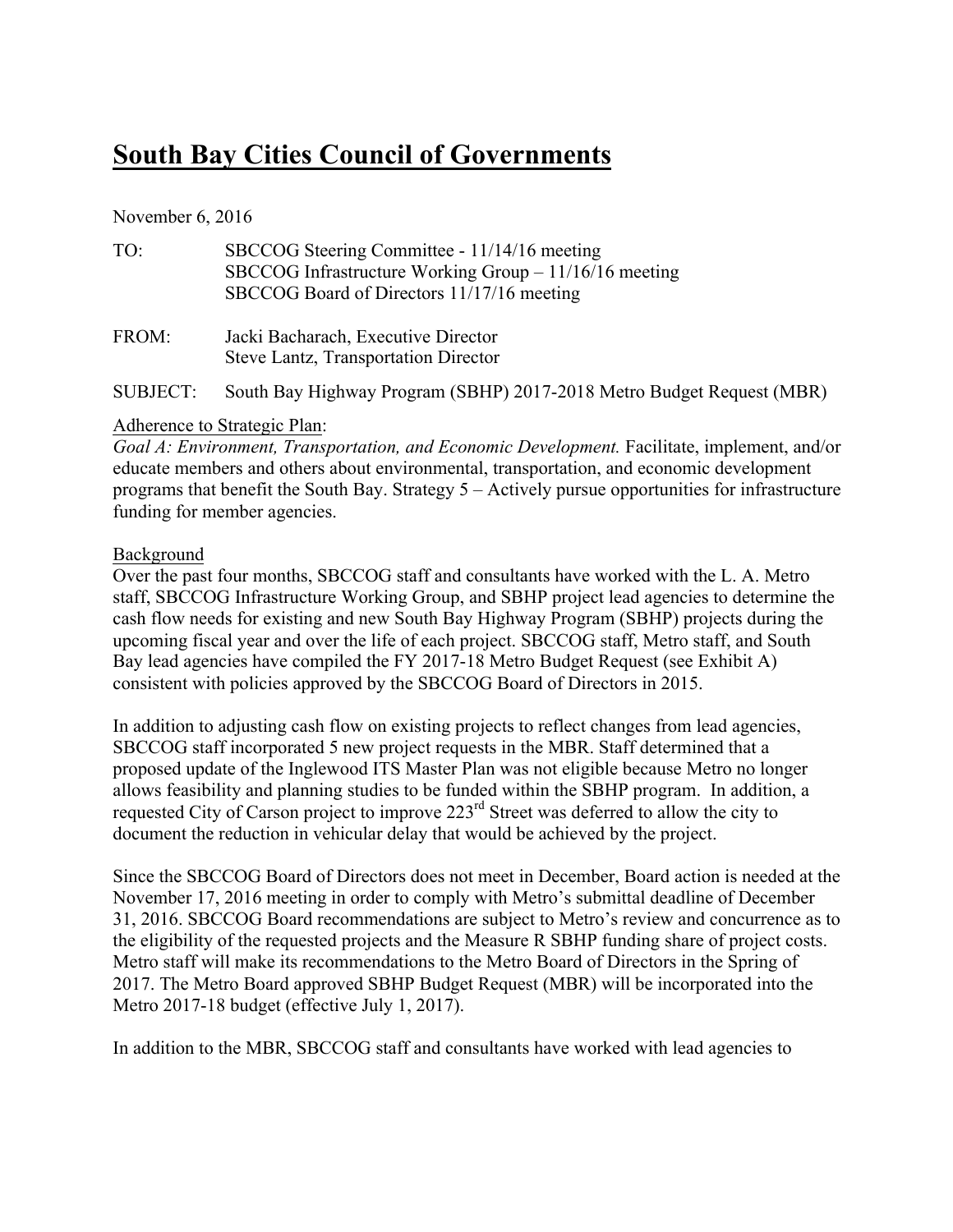# South Bay Cities Council of Governments

November 6, 2016

TO: SBCCOG Steering Committee - 11/14/16 meeting
SBCCOG Infrastructure Working Group – 11/16/16 meeting
SBCCOG Board of Directors 11/17/16 meeting

FROM: Jacki Bacharach, Executive Director
Steve Lantz, Transportation Director

SUBJECT: South Bay Highway Program (SBHP) 2017-2018 Metro Budget Request (MBR)

Adherence to Strategic Plan:

*Goal A: Environment, Transportation, and Economic Development.* Facilitate, implement, and/or educate members and others about environmental, transportation, and economic development programs that benefit the South Bay. Strategy 5 – Actively pursue opportunities for infrastructure funding for member agencies.

Background

Over the past four months, SBCCOG staff and consultants have worked with the L. A. Metro staff, SBCCOG Infrastructure Working Group, and SBHP project lead agencies to determine the cash flow needs for existing and new South Bay Highway Program (SBHP) projects during the upcoming fiscal year and over the life of each project. SBCCOG staff, Metro staff, and South Bay lead agencies have compiled the FY 2017-18 Metro Budget Request (see Exhibit A) consistent with policies approved by the SBCCOG Board of Directors in 2015.

In addition to adjusting cash flow on existing projects to reflect changes from lead agencies, SBCCOG staff incorporated 5 new project requests in the MBR. Staff determined that a proposed update of the Inglewood ITS Master Plan was not eligible because Metro no longer allows feasibility and planning studies to be funded within the SBHP program. In addition, a requested City of Carson project to improve 223rd Street was deferred to allow the city to document the reduction in vehicular delay that would be achieved by the project.

Since the SBCCOG Board of Directors does not meet in December, Board action is needed at the November 17, 2016 meeting in order to comply with Metro's submittal deadline of December 31, 2016. SBCCOG Board recommendations are subject to Metro's review and concurrence as to the eligibility of the requested projects and the Measure R SBHP funding share of project costs. Metro staff will make its recommendations to the Metro Board of Directors in the Spring of 2017. The Metro Board approved SBHP Budget Request (MBR) will be incorporated into the Metro 2017-18 budget (effective July 1, 2017).

In addition to the MBR, SBCCOG staff and consultants have worked with lead agencies to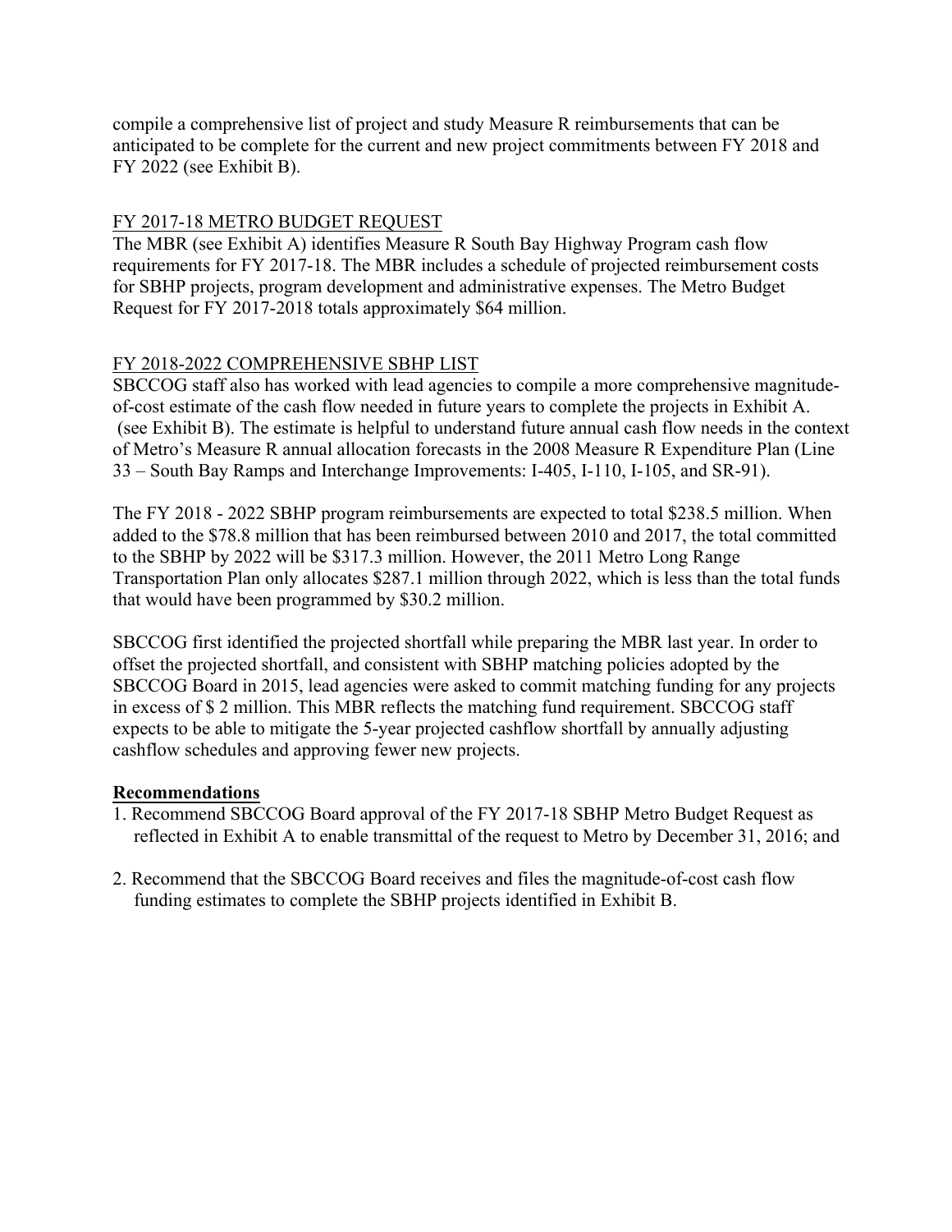compile a comprehensive list of project and study Measure R reimbursements that can be anticipated to be complete for the current and new project commitments between FY 2018 and FY 2022 (see Exhibit B).

FY 2017-18 METRO BUDGET REQUEST

The MBR (see Exhibit A) identifies Measure R South Bay Highway Program cash flow requirements for FY 2017-18. The MBR includes a schedule of projected reimbursement costs for SBHP projects, program development and administrative expenses. The Metro Budget Request for FY 2017-2018 totals approximately $64 million.

FY 2018-2022 COMPREHENSIVE SBHP LIST

SBCCOG staff also has worked with lead agencies to compile a more comprehensive magnitude-of-cost estimate of the cash flow needed in future years to complete the projects in Exhibit A. (see Exhibit B). The estimate is helpful to understand future annual cash flow needs in the context of Metro's Measure R annual allocation forecasts in the 2008 Measure R Expenditure Plan (Line 33 – South Bay Ramps and Interchange Improvements: I-405, I-110, I-105, and SR-91).

The FY 2018 - 2022 SBHP program reimbursements are expected to total $238.5 million. When added to the $78.8 million that has been reimbursed between 2010 and 2017, the total committed to the SBHP by 2022 will be $317.3 million. However, the 2011 Metro Long Range Transportation Plan only allocates $287.1 million through 2022, which is less than the total funds that would have been programmed by $30.2 million.

SBCCOG first identified the projected shortfall while preparing the MBR last year. In order to offset the projected shortfall, and consistent with SBHP matching policies adopted by the SBCCOG Board in 2015, lead agencies were asked to commit matching funding for any projects in excess of $ 2 million. This MBR reflects the matching fund requirement. SBCCOG staff expects to be able to mitigate the 5-year projected cashflow shortfall by annually adjusting cashflow schedules and approving fewer new projects.

**Recommendations**

1. Recommend SBCCOG Board approval of the FY 2017-18 SBHP Metro Budget Request as reflected in Exhibit A to enable transmittal of the request to Metro by December 31, 2016; and

2. Recommend that the SBCCOG Board receives and files the magnitude-of-cost cash flow funding estimates to complete the SBHP projects identified in Exhibit B.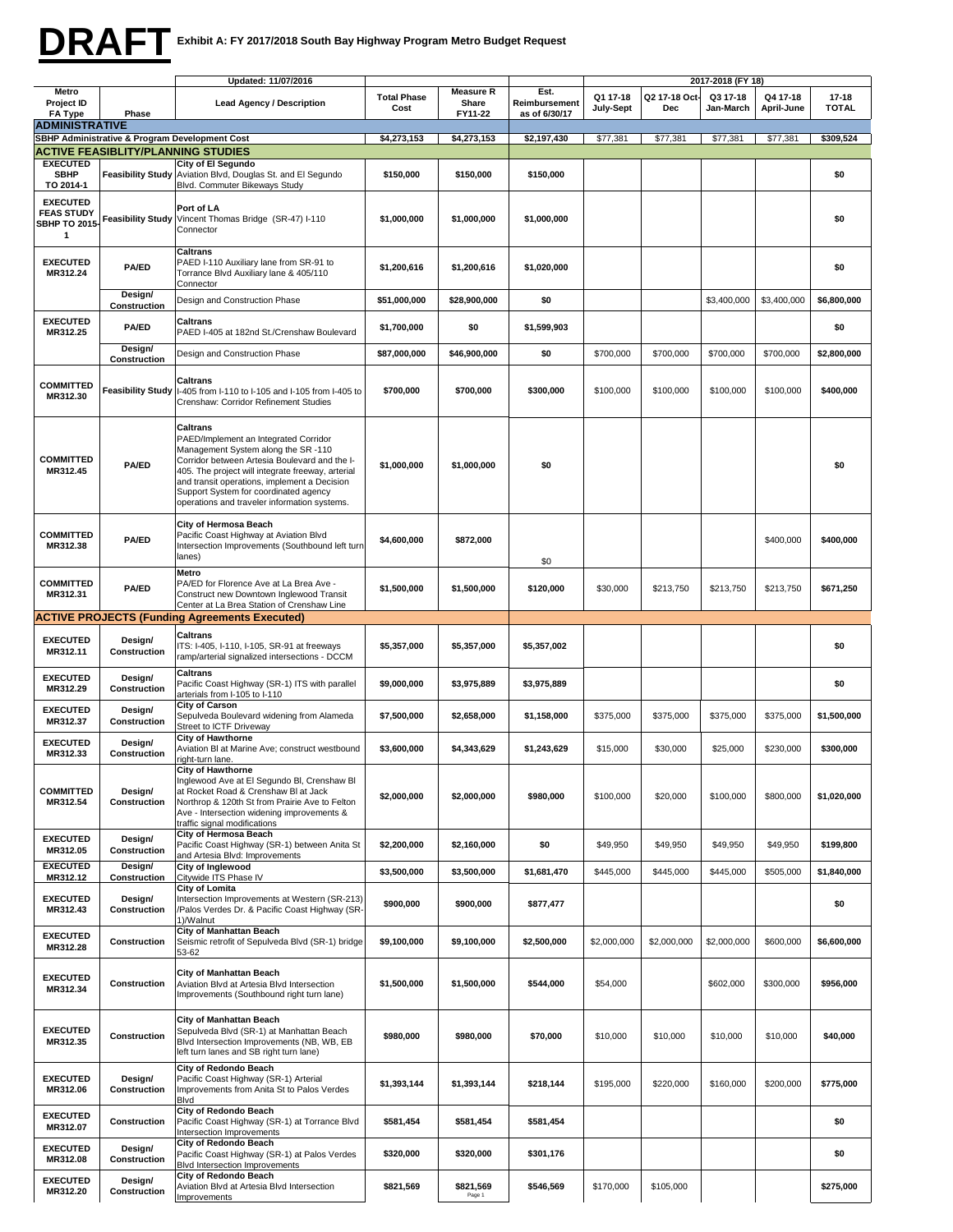**DRAFT** **Exhibit A: FY 2017/2018 South Bay Highway Program Metro Budget Request**

| Metro Project ID FA Type | Phase | Updated: 11/07/2016 Lead Agency / Description | Total Phase Cost | Measure R Share FY11-22 | Est. Reimbursement as of 6/30/17 | 2017-2018 (FY 18) Q1 17-18 July-Sept | Q2 17-18 Oct-Dec | Q3 17-18 Jan-March | Q4 17-18 April-June | 17-18 TOTAL |
|---|---|---|---|---|---|---|---|---|---|---|
| **ADMINISTRATIVE** | | | | | | | | | | |
| **SBHP Administrative & Program Development Cost** | | | **$4,273,153** | **$4,273,153** | **$2,197,430** | $77,381 | $77,381 | $77,381 | $77,381 | **$309,524** |
| **ACTIVE FEASIBLITY/PLANNING STUDIES** | | | | | | | | | | |
| **EXECUTED SBHP TO 2014-1** | **Feasibility Study** | **City of El Segundo** Aviation Blvd, Douglas St. and El Segundo Blvd. Commuter Bikeways Study | **$150,000** | **$150,000** | **$150,000** | | | | | **$0** |
| **EXECUTED FEAS STUDY SBHP TO 2015-1** | **Feasibility Study** | **Port of LA** Vincent Thomas Bridge (SR-47) I-110 Connector | **$1,000,000** | **$1,000,000** | **$1,000,000** | | | | | **$0** |
| **EXECUTED MR312.24** | **PA/ED** | **Caltrans** PAED I-110 Auxiliary lane from SR-91 to Torrance Blvd Auxiliary lane & 405/110 Connector | **$1,200,616** | **$1,200,616** | **$1,020,000** | | | | | **$0** |
| | **Design/ Construction** | Design and Construction Phase | **$51,000,000** | **$28,900,000** | **$0** | | | $3,400,000 | $3,400,000 | **$6,800,000** |
| **EXECUTED MR312.25** | **PA/ED** | **Caltrans** PAED I-405 at 182nd St./Crenshaw Boulevard | **$1,700,000** | **$0** | **$1,599,903** | | | | | **$0** |
| | **Design/ Construction** | Design and Construction Phase | **$87,000,000** | **$46,900,000** | **$0** | $700,000 | $700,000 | $700,000 | $700,000 | **$2,800,000** |
| **COMMITTED MR312.30** | **Feasibility Study** | **Caltrans** I-405 from I-110 to I-105 and I-105 from I-405 to Crenshaw: Corridor Refinement Studies | **$700,000** | **$700,000** | **$300,000** | $100,000 | $100,000 | $100,000 | $100,000 | **$400,000** |
| **COMMITTED MR312.45** | **PA/ED** | **Caltrans** PAED/Implement an Integrated Corridor Management System along the SR -110 Corridor between Artesia Boulevard and the I-405. The project will integrate freeway, arterial and transit operations, implement a Decision Support System for coordinated agency operations and traveler information systems. | **$1,000,000** | **$1,000,000** | **$0** | | | | | **$0** |
| **COMMITTED MR312.38** | **PA/ED** | **City of Hermosa Beach** Pacific Coast Highway at Aviation Blvd Intersection Improvements (Southbound left turn lanes) | **$4,600,000** | **$872,000** | $0 | | | | $400,000 | **$400,000** |
| **COMMITTED MR312.31** | **PA/ED** | **Metro** PA/ED for Florence Ave at La Brea Ave - Construct new Downtown Inglewood Transit Center at La Brea Station of Crenshaw Line | **$1,500,000** | **$1,500,000** | **$120,000** | $30,000 | $213,750 | $213,750 | $213,750 | **$671,250** |
| **ACTIVE PROJECTS (Funding Agreements Executed)** | | | | | | | | | | |
| **EXECUTED MR312.11** | **Design/ Construction** | **Caltrans** ITS: I-405, I-110, I-105, SR-91 at freeways ramp/arterial signalized intersections - DCCM | **$5,357,000** | **$5,357,000** | **$5,357,002** | | | | | **$0** |
| **EXECUTED MR312.29** | **Design/ Construction** | **Caltrans** Pacific Coast Highway (SR-1) ITS with parallel arterials from I-105 to I-110 | **$9,000,000** | **$3,975,889** | **$3,975,889** | | | | | **$0** |
| **EXECUTED MR312.37** | **Design/ Construction** | **City of Carson** Sepulveda Boulevard widening from Alameda Street to ICTF Driveway | **$7,500,000** | **$2,658,000** | **$1,158,000** | $375,000 | $375,000 | $375,000 | $375,000 | **$1,500,000** |
| **EXECUTED MR312.33** | **Design/ Construction** | **City of Hawthorne** Aviation Bl at Marine Ave; construct westbound right-turn lane. | **$3,600,000** | **$4,343,629** | **$1,243,629** | $15,000 | $30,000 | $25,000 | $230,000 | **$300,000** |
| **COMMITTED MR312.54** | **Design/ Construction** | **City of Hawthorne** Inglewood Ave at El Segundo Bl, Crenshaw Bl at Rocket Road & Crenshaw Bl at Jack Northrop & 120th St from Prairie Ave to Felton Ave - Intersection widening improvements & traffic signal modifications | **$2,000,000** | **$2,000,000** | **$980,000** | $100,000 | $20,000 | $100,000 | $800,000 | **$1,020,000** |
| **EXECUTED MR312.05** | **Design/ Construction** | **City of Hermosa Beach** Pacific Coast Highway (SR-1) between Anita St and Artesia Blvd: Improvements | **$2,200,000** | **$2,160,000** | **$0** | $49,950 | $49,950 | $49,950 | $49,950 | **$199,800** |
| **EXECUTED MR312.12** | **Design/ Construction** | **City of Inglewood** Citywide ITS Phase IV | **$3,500,000** | **$3,500,000** | **$1,681,470** | $445,000 | $445,000 | $445,000 | $505,000 | **$1,840,000** |
| **EXECUTED MR312.43** | **Design/ Construction** | **City of Lomita** Intersection Improvements at Western (SR-213) /Palos Verdes Dr. & Pacific Coast Highway (SR-1)/Walnut | **$900,000** | **$900,000** | **$877,477** | | | | | **$0** |
| **EXECUTED MR312.28** | **Construction** | **City of Manhattan Beach** Seismic retrofit of Sepulveda Blvd (SR-1) bridge 53-62 | **$9,100,000** | **$9,100,000** | **$2,500,000** | $2,000,000 | $2,000,000 | $2,000,000 | $600,000 | **$6,600,000** |
| **EXECUTED MR312.34** | **Construction** | **City of Manhattan Beach** Aviation Blvd at Artesia Blvd Intersection Improvements (Southbound right turn lane) | **$1,500,000** | **$1,500,000** | **$544,000** | $54,000 | | $602,000 | $300,000 | **$956,000** |
| **EXECUTED MR312.35** | **Construction** | **City of Manhattan Beach** Sepulveda Blvd (SR-1) at Manhattan Beach Blvd Intersection Improvements (NB, WB, EB left turn lanes and SB right turn lane) | **$980,000** | **$980,000** | **$70,000** | $10,000 | $10,000 | $10,000 | $10,000 | **$40,000** |
| **EXECUTED MR312.06** | **Design/ Construction** | **City of Redondo Beach** Pacific Coast Highway (SR-1) Arterial Improvements from Anita St to Palos Verdes Blvd | **$1,393,144** | **$1,393,144** | **$218,144** | $195,000 | $220,000 | $160,000 | $200,000 | **$775,000** |
| **EXECUTED MR312.07** | **Construction** | **City of Redondo Beach** Pacific Coast Highway (SR-1) at Torrance Blvd Intersection Improvements | **$581,454** | **$581,454** | **$581,454** | | | | | **$0** |
| **EXECUTED MR312.08** | **Design/ Construction** | **City of Redondo Beach** Pacific Coast Highway (SR-1) at Palos Verdes Blvd Intersection Improvements | **$320,000** | **$320,000** | **$301,176** | | | | | **$0** |
| **EXECUTED MR312.20** | **Design/ Construction** | **City of Redondo Beach** Aviation Blvd at Artesia Blvd Intersection Improvements | **$821,569** | **$821,569** | **$546,569** | $170,000 | $105,000 | | | **$275,000** |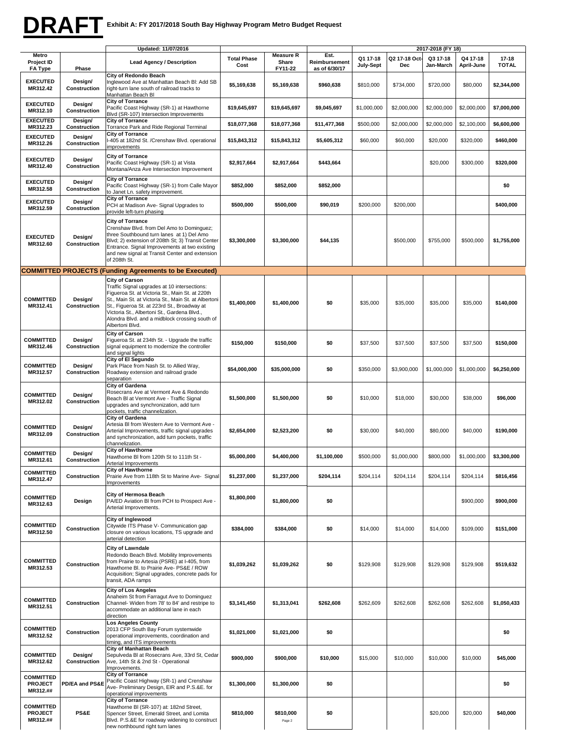**DRAFT** Exhibit A: FY 2017/2018 South Bay Highway Program Metro Budget Request

| Metro Project ID FA Type | Phase | Updated: 11/07/2016 Lead Agency / Description | Total Phase Cost | Measure R Share FY11-22 | Est. Reimbursement as of 6/30/17 | 2017-2018 (FY 18) Q1 17-18 July-Sept | Q2 17-18 Oct-Dec | Q3 17-18 Jan-March | Q4 17-18 April-June | 17-18 TOTAL |
|---|---|---|---|---|---|---|---|---|---|---|
| EXECUTED MR312.42 | Design/ Construction | **City of Redondo Beach** Inglewood Ave at Manhattan Beach Bl: Add SB right-turn lane south of railroad tracks to Manhattan Beach Bl | $5,169,638 | $5,169,638 | $960,638 | $810,000 | $734,000 | $720,000 | $80,000 | $2,344,000 |
| EXECUTED MR312.10 | Design/ Construction | **City of Torrance** Pacific Coast Highway (SR-1) at Hawthorne Blvd (SR-107) Intersection Improvements | $19,645,697 | $19,645,697 | $9,045,697 | $1,000,000 | $2,000,000 | $2,000,000 | $2,000,000 | $7,000,000 |
| EXECUTED MR312.23 | Design/ Construction | **City of Torrance** Torrance Park and Ride Regional Terminal | $18,077,368 | $18,077,368 | $11,477,368 | $500,000 | $2,000,000 | $2,000,000 | $2,100,000 | $6,600,000 |
| EXECUTED MR312.26 | Design/ Construction | **City of Torrance** I-405 at 182nd St. /Crenshaw Blvd. operational improvements | $15,843,312 | $15,843,312 | $5,605,312 | $60,000 | $60,000 | $20,000 | $320,000 | $460,000 |
| EXECUTED MR312.40 | Design/ Construction | **City of Torrance** Pacific Coast Highway (SR-1) at Vista Montana/Anza Ave Intersection Improvement | $2,917,664 | $2,917,664 | $443,664 | | | $20,000 | $300,000 | $320,000 |
| EXECUTED MR312.58 | Design/ Construction | **City of Torrance** Pacific Coast Highway (SR-1) from Calle Mayor to Janet Ln. safety improvement. | $852,000 | $852,000 | $852,000 | | | | | $0 |
| EXECUTED MR312.59 | Design/ Construction | **City of Torrance** PCH at Madison Ave- Signal Upgrades to provide left-turn phasing | $500,000 | $500,000 | $90,019 | $200,000 | $200,000 | | | $400,000 |
| EXECUTED MR312.60 | Design/ Construction | **City of Torrance** Crenshaw Blvd. from Del Amo to Dominguez; three Southbound turn lanes at 1) Del Amo Blvd; 2) extension of 208th St; 3) Transit Center Entrance. Signal Improvements at two existing and new signal at Transit Center and extension of 208th St. | $3,300,000 | $3,300,000 | $44,135 | | $500,000 | $755,000 | $500,000 | $1,755,000 |
| | | **COMMITTED PROJECTS (Funding Agreements to be Executed)** | | | | | | | | |
| COMMITTED MR312.41 | Design/ Construction | **City of Carson** Traffic Signal upgrades at 10 intersections: Figueroa St. at Victoria St., Main St. at 220th St., Main St. at Victoria St., Main St. at Albertoni St., Figueroa St. at 223rd St., Broadway at Victoria St., Albertoni St., Gardena Blvd., Alondra Blvd. and a midblock crossing south of Albertoni Blvd. | $1,400,000 | $1,400,000 | $0 | $35,000 | $35,000 | $35,000 | $35,000 | $140,000 |
| COMMITTED MR312.46 | Design/ Construction | **City of Carson** Figueroa St. at 234th St. - Upgrade the traffic signal equipment to modernize the controller and signal lights | $150,000 | $150,000 | $0 | $37,500 | $37,500 | $37,500 | $37,500 | $150,000 |
| COMMITTED MR312.57 | Design/ Construction | **City of El Segundo** Park Place from Nash St. to Allied Way, Roadway extension and railroad grade separation | $54,000,000 | $35,000,000 | $0 | $350,000 | $3,900,000 | $1,000,000 | $1,000,000 | $6,250,000 |
| COMMITTED MR312.02 | Design/ Construction | **City of Gardena** Rosecrans Ave at Vermont Ave & Redondo Beach Bl at Vermont Ave - Traffic Signal upgrades and synchronization, add turn pockets, traffic channelization. | $1,500,000 | $1,500,000 | $0 | $10,000 | $18,000 | $30,000 | $38,000 | $96,000 |
| COMMITTED MR312.09 | Design/ Construction | **City of Gardena** Artesia Bl from Western Ave to Vermont Ave - Arterial Improvements, traffic signal upgrades and synchronization, add turn pockets, traffic channelization. | $2,654,000 | $2,523,200 | $0 | $30,000 | $40,000 | $80,000 | $40,000 | $190,000 |
| COMMITTED MR312.61 | Design/ Construction | **City of Hawthorne** Hawthorne Bl from 120th St to 111th St - Arterial Improvements | $5,000,000 | $4,400,000 | $1,100,000 | $500,000 | $1,000,000 | $800,000 | $1,000,000 | $3,300,000 |
| COMMITTED MR312.47 | Construction | **City of Hawthorne** Prairie Ave from 118th St to Marine Ave- Signal Improvements | $1,237,000 | $1,237,000 | $204,114 | $204,114 | $204,114 | $204,114 | $204,114 | $816,456 |
| COMMITTED MR312.63 | Design | **City of Hermosa Beach** PA/ED Aviation Bl from PCH to Prospect Ave - Arterial Improvements. | $1,800,000 | $1,800,000 | $0 | | | | $900,000 | $900,000 |
| COMMITTED MR312.50 | Construction | **City of Inglewood** Citywide ITS Phase V- Communication gap closure on various locations, TS upgrade and arterial detection | $384,000 | $384,000 | $0 | $14,000 | $14,000 | $14,000 | $109,000 | $151,000 |
| COMMITTED MR312.53 | Construction | **City of Lawndale** Redondo Beach Blvd. Mobility Improvements from Prairie to Artesia (PSRE) at I-405, from Hawthorne Bl. to Prairie Ave- PS&E / ROW Acquisition; Signal upgrades, concrete pads for transit, ADA ramps | $1,039,262 | $1,039,262 | $0 | $129,908 | $129,908 | $129,908 | $129,908 | $519,632 |
| COMMITTED MR312.51 | Construction | **City of Los Angeles** Anaheim St from Farragut Ave to Dominguez Channel- Widen from 78' to 84' and restripe to accommodate an additional lane in each direction | $3,141,450 | $1,313,041 | $262,608 | $262,609 | $262,608 | $262,608 | $262,608 | $1,050,433 |
| COMMITTED MR312.52 | Construction | **Los Angeles County** 2013 CFP South Bay Forum systemwide operational improvements, coordination and timing, and ITS improvements | $1,021,000 | $1,021,000 | $0 | | | | | $0 |
| COMMITTED MR312.62 | Design/ Construction | **City of Manhattan Beach** Sepulveda Bl at Rosecrans Ave, 33rd St, Cedar Ave, 14th St & 2nd St - Operational Improvements. | $900,000 | $900,000 | $10,000 | $15,000 | $10,000 | $10,000 | $10,000 | $45,000 |
| COMMITTED PROJECT MR312.## | PD/EA and PS&E | **City of Torrance** Pacific Coast Highway (SR-1) and Crenshaw Ave- Preliminary Design, EIR and P.S.&E. for operational improvements | $1,300,000 | $1,300,000 | $0 | | | | | $0 |
| COMMITTED PROJECT MR312.## | PS&E | **City of Torrance** Hawthorne Bl (SR-107) at: 182nd Street, Spencer Street, Emerald Street, and Lomita Blvd. P.S.&E for roadway widening to construct new northbound right turn lanes | $810,000 | $810,000 | $0 | | | $20,000 | $20,000 | $40,000 |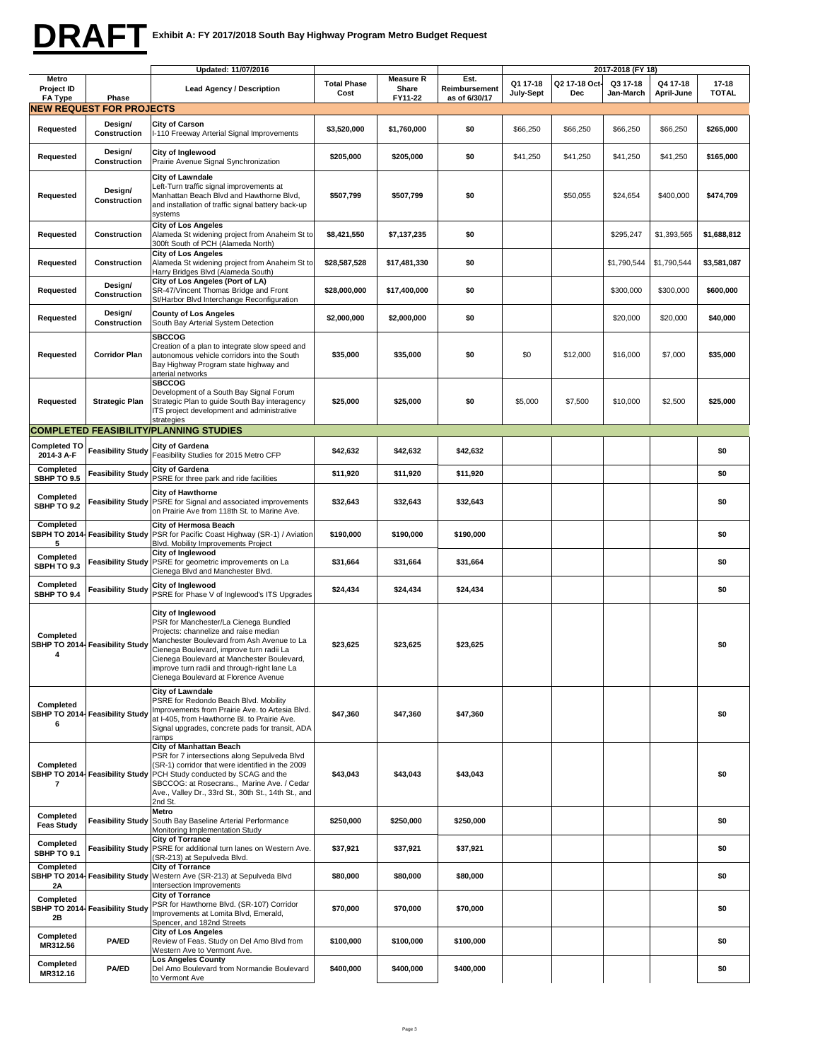# DRAFT Exhibit A: FY 2017/2018 South Bay Highway Program Metro Budget Request

| Metro Project ID FA Type | Phase | Updated: 11/07/2016 Lead Agency / Description | Total Phase Cost | Measure R Share FY11-22 | Est. Reimbursement as of 6/30/17 | 2017-2018 (FY 18) Q1 17-18 July-Sept | Q2 17-18 Oct-Dec | Q3 17-18 Jan-March | Q4 17-18 April-June | 17-18 TOTAL |
|---|---|---|---|---|---|---|---|---|---|---|
| **NEW REQUEST FOR PROJECTS** | | | | | | | | | | |
| Requested | Design/ Construction | **City of Carson** I-110 Freeway Arterial Signal Improvements | $3,520,000 | $1,760,000 | $0 | $66,250 | $66,250 | $66,250 | $66,250 | $265,000 |
| Requested | Design/ Construction | **City of Inglewood** Prairie Avenue Signal Synchronization | $205,000 | $205,000 | $0 | $41,250 | $41,250 | $41,250 | $41,250 | $165,000 |
| Requested | Design/ Construction | **City of Lawndale** Left-Turn traffic signal improvements at Manhattan Beach Blvd and Hawthorne Blvd, and installation of traffic signal battery back-up systems | $507,799 | $507,799 | $0 | | $50,055 | $24,654 | $400,000 | $474,709 |
| Requested | Construction | **City of Los Angeles** Alameda St widening project from Anaheim St to 300ft South of PCH (Alameda North) | $8,421,550 | $7,137,235 | $0 | | | $295,247 | $1,393,565 | $1,688,812 |
| Requested | Construction | **City of Los Angeles** Alameda St widening project from Anaheim St to Harry Bridges Blvd (Alameda South) | $28,587,528 | $17,481,330 | $0 | | | $1,790,544 | $1,790,544 | $3,581,087 |
| Requested | Design/ Construction | **City of Los Angeles (Port of LA)** SR-47/Vincent Thomas Bridge and Front St/Harbor Blvd Interchange Reconfiguration | $28,000,000 | $17,400,000 | $0 | | | $300,000 | $300,000 | $600,000 |
| Requested | Design/ Construction | **County of Los Angeles** South Bay Arterial System Detection | $2,000,000 | $2,000,000 | $0 | | | $20,000 | $20,000 | $40,000 |
| Requested | Corridor Plan | **SBCCOG** Creation of a plan to integrate slow speed and autonomous vehicle corridors into the South Bay Highway Program state highway and arterial networks | $35,000 | $35,000 | $0 | $0 | $12,000 | $16,000 | $7,000 | $35,000 |
| Requested | Strategic Plan | **SBCCOG** Development of a South Bay Signal Forum Strategic Plan to guide South Bay interagency ITS project development and administrative strategies | $25,000 | $25,000 | $0 | $5,000 | $7,500 | $10,000 | $2,500 | $25,000 |
| **COMPLETED FEASIBILITY/PLANNING STUDIES** | | | | | | | | | | |
| Completed TO 2014-3 A-F | Feasibility Study | **City of Gardena** Feasibility Studies for 2015 Metro CFP | $42,632 | $42,632 | $42,632 | | | | | $0 |
| Completed SBHP TO 9.5 | Feasibility Study | **City of Gardena** PSRE for three park and ride facilities | $11,920 | $11,920 | $11,920 | | | | | $0 |
| Completed SBHP TO 9.2 | Feasibility Study | **City of Hawthorne** PSRE for Signal and associated improvements on Prairie Ave from 118th St. to Marine Ave. | $32,643 | $32,643 | $32,643 | | | | | $0 |
| Completed SBPH TO 2014-5 | Feasibility Study | **City of Hermosa Beach** PSR for Pacific Coast Highway (SR-1) / Aviation Blvd. Mobility Improvements Project | $190,000 | $190,000 | $190,000 | | | | | $0 |
| Completed SBPH TO 9.3 | Feasibility Study | **City of Inglewood** PSRE for geometric improvements on La Cienega Blvd and Manchester Blvd. | $31,664 | $31,664 | $31,664 | | | | | $0 |
| Completed SBHP TO 9.4 | Feasibility Study | **City of Inglewood** PSRE for Phase V of Inglewood's ITS Upgrades | $24,434 | $24,434 | $24,434 | | | | | $0 |
| Completed SBHP TO 2014-4 | Feasibility Study | **City of Inglewood** PSR for Manchester/La Cienega Bundled Projects: channelize and raise median Manchester Boulevard from Ash Avenue to La Cienega Boulevard, improve turn radii La Cienega Boulevard at Manchester Boulevard, improve turn radii and through-right lane La Cienega Boulevard at Florence Avenue | $23,625 | $23,625 | $23,625 | | | | | $0 |
| Completed SBHP TO 2014-6 | Feasibility Study | **City of Lawndale** PSRE for Redondo Beach Blvd. Mobility Improvements from Prairie Ave. to Artesia Blvd. at I-405, from Hawthorne Bl. to Prairie Ave. Signal upgrades, concrete pads for transit, ADA ramps | $47,360 | $47,360 | $47,360 | | | | | $0 |
| Completed SBHP TO 2014-7 | Feasibility Study | **City of Manhattan Beach** PSR for 7 intersections along Sepulveda Blvd (SR-1) corridor that were identified in the 2009 PCH Study conducted by SCAG and the SBCCOG: at Rosecrans., Marine Ave. / Cedar Ave., Valley Dr., 33rd St., 30th St., 14th St., and 2nd St. | $43,043 | $43,043 | $43,043 | | | | | $0 |
| Completed Feas Study | Feasibility Study | **Metro** South Bay Baseline Arterial Performance Monitoring Implementation Study | $250,000 | $250,000 | $250,000 | | | | | $0 |
| Completed SBHP TO 9.1 | Feasibility Study | **City of Torrance** PSRE for additional turn lanes on Western Ave. (SR-213) at Sepulveda Blvd. | $37,921 | $37,921 | $37,921 | | | | | $0 |
| Completed SBHP TO 2014-2A | Feasibility Study | **City of Torrance** Western Ave (SR-213) at Sepulveda Blvd Intersection Improvements | $80,000 | $80,000 | $80,000 | | | | | $0 |
| Completed SBHP TO 2014-2B | Feasibility Study | **City of Torrance** PSR for Hawthorne Blvd. (SR-107) Corridor Improvements at Lomita Blvd, Emerald, Spencer, and 182nd Streets | $70,000 | $70,000 | $70,000 | | | | | $0 |
| Completed MR312.56 | PA/ED | **City of Los Angeles** Review of Feas. Study on Del Amo Blvd from Western Ave to Vermont Ave. | $100,000 | $100,000 | $100,000 | | | | | $0 |
| Completed MR312.16 | PA/ED | **Los Angeles County** Del Amo Boulevard from Normandie Boulevard to Vermont Ave | $400,000 | $400,000 | $400,000 | | | | | $0 |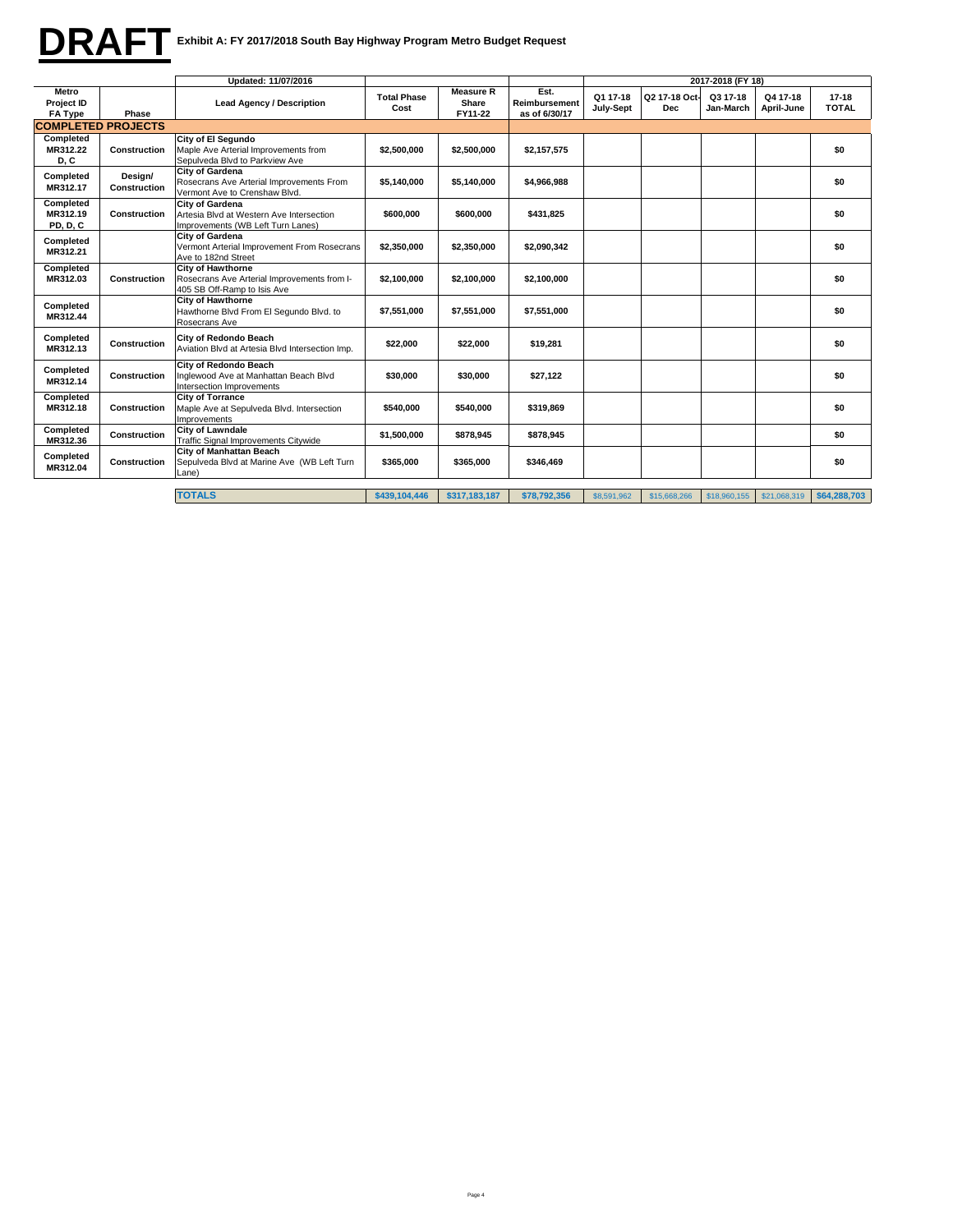# DRAFT Exhibit A: FY 2017/2018 South Bay Highway Program Metro Budget Request

| Metro Project ID FA Type | Phase | Updated: 11/07/2016 Lead Agency / Description | Total Phase Cost | Measure R Share FY11-22 | Est. Reimbursement as of 6/30/17 | 2017-2018 (FY 18) Q1 17-18 July-Sept | Q2 17-18 Oct-Dec | Q3 17-18 Jan-March | Q4 17-18 April-June | 17-18 TOTAL |
|---|---|---|---|---|---|---|---|---|---|---|
| **COMPLETED PROJECTS** | | | | | | | | | | |
| Completed MR312.22 D, C | Construction | **City of El Segundo** Maple Ave Arterial Improvements from Sepulveda Blvd to Parkview Ave | $2,500,000 | $2,500,000 | $2,157,575 | | | | | $0 |
| Completed MR312.17 | Design/ Construction | Rosecrans Ave Arterial Improvements From Vermont Ave to Crenshaw Blvd. | $5,140,000 | $5,140,000 | $4,966,988 | | | | | $0 |
| Completed MR312.19 PD, D, C | Construction | **City of Gardena** Artesia Blvd at Western Ave Intersection Improvements (WB Left Turn Lanes) | $600,000 | $600,000 | $431,825 | | | | | $0 |
| Completed MR312.21 | | **City of Gardena** Vermont Arterial Improvement From Rosecrans Ave to 182nd Street | $2,350,000 | $2,350,000 | $2,090,342 | | | | | $0 |
| Completed MR312.03 | Construction | **City of Hawthorne** Rosecrans Ave Arterial Improvements from I-405 SB Off-Ramp to Isis Ave | $2,100,000 | $2,100,000 | $2,100,000 | | | | | $0 |
| Completed MR312.44 | | **City of Hawthorne** Hawthorne Blvd From El Segundo Blvd. to Rosecrans Ave | $7,551,000 | $7,551,000 | $7,551,000 | | | | | $0 |
| Completed MR312.13 | Construction | **City of Redondo Beach** Aviation Blvd at Artesia Blvd Intersection Imp. | $22,000 | $22,000 | $19,281 | | | | | $0 |
| Completed MR312.14 | Construction | **City of Redondo Beach** Inglewood Ave at Manhattan Beach Blvd Intersection Improvements | $30,000 | $30,000 | $27,122 | | | | | $0 |
| Completed MR312.18 | Construction | **City of Torrance** Maple Ave at Sepulveda Blvd. Intersection Improvements | $540,000 | $540,000 | $319,869 | | | | | $0 |
| Completed MR312.36 | Construction | **City of Lawndale** Traffic Signal Improvements Citywide | $1,500,000 | $878,945 | $878,945 | | | | | $0 |
| Completed MR312.04 | Construction | **City of Manhattan Beach** Sepulveda Blvd at Marine Ave (WB Left Turn Lane) | $365,000 | $365,000 | $346,469 | | | | | $0 |
| | | **TOTALS** | **$439,104,446** | **$317,183,187** | **$78,792,356** | $8,591,962 | $15,668,266 | $18,960,155 | $21,068,319 | **$64,288,703** |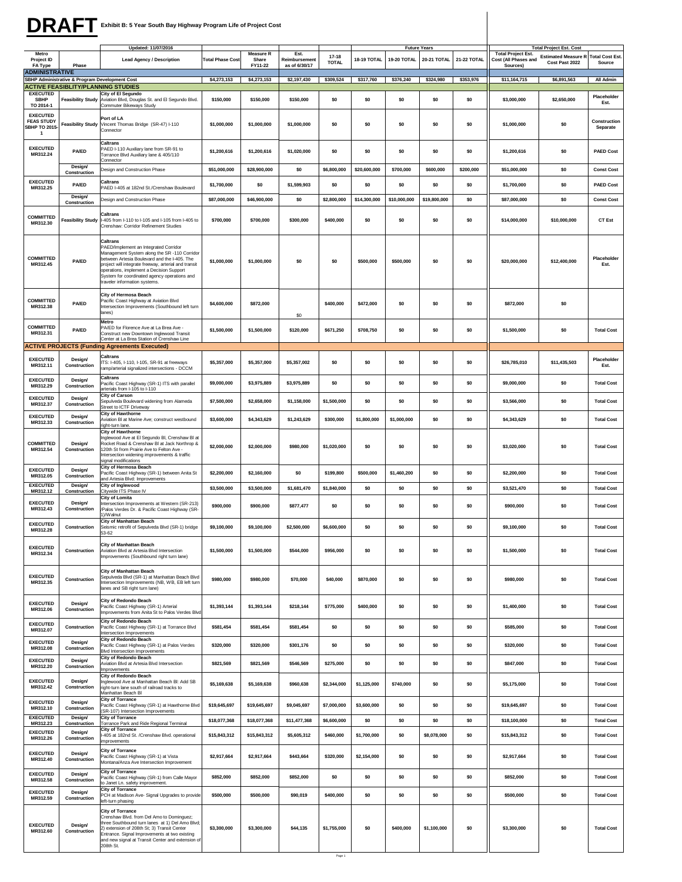# DRAFT

**Exhibit B: 5 Year South Bay Highway Program Life of Project Cost**

| Metro Project ID FA Type | Phase | Updated: 11/07/2016 Lead Agency / Description | Total Phase Cost | Measure R Share FY11-22 | Est. Reimbursement as of 6/30/17 | 17-18 TOTAL | Future Years 18-19 TOTAL | 19-20 TOTAL | 20-21 TOTAL | 21-22 TOTAL | Total Project Est. Cost (All Phases and Sources) | Total Project Est. Cost Estimated Measure R Cost Past 2022 | Total Cost Est. Source |
|---|---|---|---|---|---|---|---|---|---|---|---|---|---|
| **ADMINISTRATIVE** | | | | | | | | | | | | | |
| SBHP Administrative & Program Development Cost | | | $4,273,153 | $4,273,153 | $2,197,430 | $309,524 | $317,760 | $376,240 | $324,980 | $353,976 | $11,164,715 | $6,891,563 | All Admin |
| **ACTIVE FEASIBLITY/PLANNING STUDIES** | | | | | | | | | | | | | |
| EXECUTED SBHP TO 2014-1 | Feasibility Study | **City of El Segundo** Aviation Blvd, Douglas St. and El Segundo Blvd. Commuter Bikeways Study | $150,000 | $150,000 | $150,000 | $0 | $0 | $0 | $0 | $0 | $3,000,000 | $2,650,000 | Placeholder Est. |
| EXECUTED FEAS STUDY SBHP TO 2015-1 | Feasibility Study | **Port of LA** Vincent Thomas Bridge (SR-47) I-110 Connector | $1,000,000 | $1,000,000 | $1,000,000 | $0 | $0 | $0 | $0 | $0 | $1,000,000 | $0 | Construction Separate |
| EXECUTED MR312.24 | PA/ED | **Caltrans** PAED I-110 Auxiliary lane from SR-91 to Torrance Blvd Auxiliary lane & 405/110 Connector | $1,200,616 | $1,200,616 | $1,020,000 | $0 | $0 | $0 | $0 | $0 | $1,200,616 | $0 | PAED Cost |
| | Design/ Construction | Design and Construction Phase | $51,000,000 | $28,900,000 | $0 | $6,800,000 | $20,600,000 | $700,000 | $600,000 | $200,000 | $51,000,000 | $0 | Const Cost |
| EXECUTED MR312.25 | PA/ED | **Caltrans** PAED I-405 at 182nd St./Crenshaw Boulevard | $1,700,000 | $0 | $1,599,903 | $0 | $0 | $0 | $0 | $0 | $1,700,000 | $0 | PAED Cost |
| | Design/ Construction | Design and Construction Phase | $87,000,000 | $46,900,000 | $0 | $2,800,000 | $14,300,000 | $10,000,000 | $19,800,000 | $0 | $87,000,000 | $0 | Const Cost |
| COMMITTED MR312.30 | Feasibility Study | **Caltrans** I-405 from I-110 to I-105 and I-105 from I-405 to Crenshaw: Corridor Refinement Studies | $700,000 | $700,000 | $300,000 | $400,000 | $0 | $0 | $0 | $0 | $14,000,000 | $10,000,000 | CT Est |
| COMMITTED MR312.45 | PA/ED | **Caltrans** PAED/Implement an Integrated Corridor Management System along the SR -110 Corridor between Artesia Boulevard and the I-405. The project will integrate freeway, arterial and transit operations, implement a Decision Support System for coordinated agency operations and traveler information systems. | $1,000,000 | $1,000,000 | $0 | $0 | $500,000 | $500,000 | $0 | $0 | $20,000,000 | $12,400,000 | Placeholder Est. |
| COMMITTED MR312.38 | PA/ED | **City of Hermosa Beach** Pacific Coast Highway at Aviation Blvd Intersection Improvements (Southbound left turn lanes) | $4,600,000 | $872,000 | $0 | $400,000 | $472,000 | $0 | $0 | $0 | $872,000 | $0 | |
| COMMITTED MR312.31 | PA/ED | **Metro** PA/ED for Florence Ave at La Brea Ave - Construct new Downtown Inglewood Transit Center at La Brea Station of Crenshaw Line | $1,500,000 | $1,500,000 | $120,000 | $671,250 | $708,750 | $0 | $0 | $0 | $1,500,000 | $0 | Total Cost |
| **ACTIVE PROJECTS (Funding Agreements Executed)** | | | | | | | | | | | | | |
| EXECUTED MR312.11 | Design/ Construction | **Caltrans** ITS: I-405, I-110, I-105, SR-91 at freeways ramp/arterial signalized intersections - DCCM | $5,357,000 | $5,357,000 | $5,357,002 | $0 | $0 | $0 | $0 | $0 | $26,785,010 | $11,435,503 | Placeholder Est. |
| EXECUTED MR312.29 | Design/ Construction | **Caltrans** Pacific Coast Highway (SR-1) ITS with parallel arterials from I-105 to I-110 | $9,000,000 | $3,975,889 | $3,975,889 | $0 | $0 | $0 | $0 | $0 | $9,000,000 | $0 | Total Cost |
| EXECUTED MR312.37 | Design/ Construction | **City of Carson** Sepulveda Boulevard widening from Alameda Street to ICTF Driveway | $7,500,000 | $2,658,000 | $1,158,000 | $1,500,000 | $0 | $0 | $0 | $0 | $3,566,000 | $0 | Total Cost |
| EXECUTED MR312.33 | Design/ Construction | **City of Hawthorne** Aviation Bl at Marine Ave; construct westbound right-turn lane. | $3,600,000 | $4,343,629 | $1,243,629 | $300,000 | $1,800,000 | $1,000,000 | $0 | $0 | $4,343,629 | $0 | Total Cost |
| COMMITTED MR312.54 | Design/ Construction | **City of Hawthorne** Inglewood Ave at El Segundo Bl, Crenshaw Bl at Rocket Road & Crenshaw Bl at Jack Northrop & 120th St from Prairie Ave to Felton Ave - Intersection widening improvements & traffic signal modifications | $2,000,000 | $2,000,000 | $980,000 | $1,020,000 | $0 | $0 | $0 | $0 | $3,020,000 | $0 | Total Cost |
| EXECUTED MR312.05 | Design/ Construction | **City of Hermosa Beach** Pacific Coast Highway (SR-1) between Anita St and Artesia Blvd: Improvements | $2,200,000 | $2,160,000 | $0 | $199,800 | $500,000 | $1,460,200 | $0 | $0 | $2,200,000 | $0 | Total Cost |
| EXECUTED MR312.12 | Design/ Construction | **City of Inglewood** Citywide ITS Phase IV | $3,500,000 | $3,500,000 | $1,681,470 | $1,840,000 | $0 | $0 | $0 | $0 | $3,521,470 | $0 | Total Cost |
| EXECUTED MR312.43 | Design/ Construction | **City of Lomita** Intersection Improvements at Western (SR-213) /Palos Verdes Dr. & Pacific Coast Highway (SR-1)/Walnut | $900,000 | $900,000 | $877,477 | $0 | $0 | $0 | $0 | $0 | $900,000 | $0 | Total Cost |
| EXECUTED MR312.28 | Construction | **City of Manhattan Beach** Seismic retrofit of Sepulveda Blvd (SR-1) bridge 53-62 | $9,100,000 | $9,100,000 | $2,500,000 | $6,600,000 | $0 | $0 | $0 | $0 | $9,100,000 | $0 | Total Cost |
| EXECUTED MR312.34 | Construction | **City of Manhattan Beach** Aviation Blvd at Artesia Blvd Intersection Improvements (Southbound right turn lane) | $1,500,000 | $1,500,000 | $544,000 | $956,000 | $0 | $0 | $0 | $0 | $1,500,000 | $0 | Total Cost |
| EXECUTED MR312.35 | Construction | **City of Manhattan Beach** Sepulveda Blvd (SR-1) at Manhattan Beach Blvd Intersection Improvements (NB, WB, EB left turn lanes and SB right turn lane) | $980,000 | $980,000 | $70,000 | $40,000 | $870,000 | $0 | $0 | $0 | $980,000 | $0 | Total Cost |
| EXECUTED MR312.06 | Design/ Construction | **City of Redondo Beach** Pacific Coast Highway (SR-1) Arterial Improvements from Anita St to Palos Verdes Blvd | $1,393,144 | $1,393,144 | $218,144 | $775,000 | $400,000 | $0 | $0 | $0 | $1,400,000 | $0 | Total Cost |
| EXECUTED MR312.07 | Construction | **City of Redondo Beach** Pacific Coast Highway (SR-1) at Torrance Blvd Intersection Improvements | $581,454 | $581,454 | $581,454 | $0 | $0 | $0 | $0 | $0 | $585,000 | $0 | Total Cost |
| EXECUTED MR312.08 | Design/ Construction | **City of Redondo Beach** Pacific Coast Highway (SR-1) at Palos Verdes Blvd Intersection Improvements | $320,000 | $320,000 | $301,176 | $0 | $0 | $0 | $0 | $0 | $320,000 | $0 | Total Cost |
| EXECUTED MR312.20 | Design/ Construction | **City of Redondo Beach** Aviation Blvd at Artesia Blvd Intersection Improvements | $821,569 | $821,569 | $546,569 | $275,000 | $0 | $0 | $0 | $0 | $847,000 | $0 | Total Cost |
| EXECUTED MR312.42 | Design/ Construction | **City of Redondo Beach** Inglewood Ave at Manhattan Beach Bl: Add SB right-turn lane south of railroad tracks to Manhattan Beach Bl | $5,169,638 | $5,169,638 | $960,638 | $2,344,000 | $1,125,000 | $740,000 | $0 | $0 | $5,175,000 | $0 | Total Cost |
| EXECUTED MR312.10 | Design/ Construction | **City of Torrance** Pacific Coast Highway (SR-1) at Hawthorne Blvd (SR-107) Intersection Improvements | $19,645,697 | $19,645,697 | $9,045,697 | $7,000,000 | $3,600,000 | $0 | $0 | $0 | $19,645,697 | $0 | Total Cost |
| EXECUTED MR312.23 | Design/ Construction | **City of Torrance** Torrance Park and Ride Regional Terminal | $18,077,368 | $18,077,368 | $11,477,368 | $6,600,000 | $0 | $0 | $0 | $0 | $18,100,000 | $0 | Total Cost |
| EXECUTED MR312.26 | Design/ Construction | **City of Torrance** I-405 at 182nd St. /Crenshaw Blvd. operational improvements | $15,843,312 | $15,843,312 | $5,605,312 | $460,000 | $1,700,000 | $0 | $8,078,000 | $0 | $15,843,312 | $0 | Total Cost |
| EXECUTED MR312.40 | Design/ Construction | **City of Torrance** Pacific Coast Highway (SR-1) at Vista Montana/Anza Ave Intersection Improvement | $2,917,664 | $2,917,664 | $443,664 | $320,000 | $2,154,000 | $0 | $0 | $0 | $2,917,664 | $0 | Total Cost |
| EXECUTED MR312.58 | Design/ Construction | **City of Torrance** Pacific Coast Highway (SR-1) from Calle Mayor to Janet Ln. safety improvement. | $852,000 | $852,000 | $852,000 | $0 | $0 | $0 | $0 | $0 | $852,000 | $0 | Total Cost |
| EXECUTED MR312.59 | Design/ Construction | **City of Torrance** PCH at Madison Ave- Signal Upgrades to provide left-turn phasing | $500,000 | $500,000 | $90,019 | $400,000 | $0 | $0 | $0 | $0 | $500,000 | $0 | Total Cost |
| EXECUTED MR312.60 | Design/ Construction | **City of Torrance** Crenshaw Blvd. from Del Amo to Dominguez; three Southbound turn lanes at 1) Del Amo Blvd; 2) extension of 208th St; 3) Transit Center Entrance. Signal Improvements at two existing and new signal at Transit Center and extension of 208th St. | $3,300,000 | $3,300,000 | $44,135 | $1,755,000 | $0 | $400,000 | $1,100,000 | $0 | $3,300,000 | $0 | Total Cost |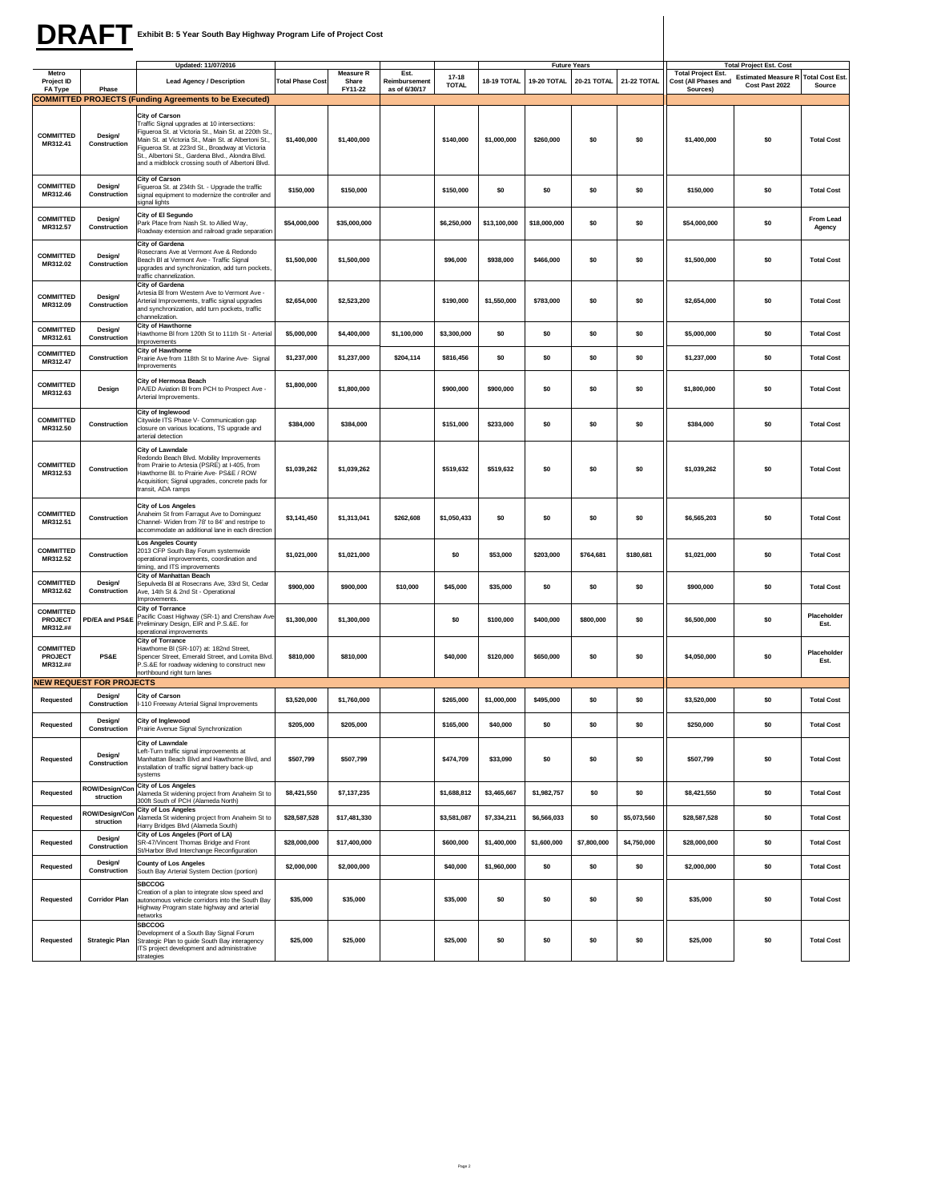# DRAFT

**Exhibit B: 5 Year South Bay Highway Program Life of Project Cost**

| Metro Project ID FA Type | Phase | Updated: 11/07/2016 Lead Agency / Description | Total Phase Cost | Measure R Share FY11-22 | Est. Reimbursement as of 6/30/17 | 17-18 TOTAL | Future Years 18-19 TOTAL | 19-20 TOTAL | 20-21 TOTAL | 21-22 TOTAL | Total Project Est. Cost Total Project Est. Cost (All Phases and Sources) | Estimated Measure R Cost Past 2022 | Total Cost Est. Source |
|---|---|---|---|---|---|---|---|---|---|---|---|---|---|
| **COMMITTED PROJECTS (Funding Agreements to be Executed)** | | | | | | | | | | | | | |
| COMMITTED MR312.41 | Design/ Construction | **City of Carson** Traffic Signal upgrades at 10 intersections: Figueroa St. at Victoria St., Main St. at 220th St., Main St. at Victoria St., Main St. at Albertoni St., Figueroa St. at 223rd St., Broadway at Victoria St., Albertoni St., Gardena Blvd., Alondra Blvd. and a midblock crossing south of Albertoni Blvd. | $1,400,000 | $1,400,000 | | $140,000 | $1,000,000 | $260,000 | $0 | $0 | $1,400,000 | $0 | Total Cost |
| COMMITTED MR312.46 | Design/ Construction | **City of Carson** Figueroa St. at 234th St. - Upgrade the traffic signal equipment to modernize the controller and signal lights | $150,000 | $150,000 | | $150,000 | $0 | $0 | $0 | $0 | $150,000 | $0 | Total Cost |
| COMMITTED MR312.57 | Design/ Construction | **City of El Segundo** Park Place from Nash St. to Allied Way, Roadway extension and railroad grade separation | $54,000,000 | $35,000,000 | | $6,250,000 | $13,100,000 | $18,000,000 | $0 | $0 | $54,000,000 | $0 | From Lead Agency |
| COMMITTED MR312.02 | Design/ Construction | **City of Gardena** Rosecrans Ave at Vermont Ave & Redondo Beach Bl at Vermont Ave - Traffic Signal upgrades and synchronization, add turn pockets, traffic channelization. | $1,500,000 | $1,500,000 | | $96,000 | $938,000 | $466,000 | $0 | $0 | $1,500,000 | $0 | Total Cost |
| COMMITTED MR312.09 | Design/ Construction | **City of Gardena** Artesia Bl from Western Ave to Vermont Ave - Arterial Improvements, traffic signal upgrades and synchronization, add turn pockets, traffic channelization. | $2,654,000 | $2,523,200 | | $190,000 | $1,550,000 | $783,000 | $0 | $0 | $2,654,000 | $0 | Total Cost |
| COMMITTED MR312.61 | Design/ Construction | **City of Hawthorne** Hawthorne Bl from 120th St to 111th St - Arterial Improvements | $5,000,000 | $4,400,000 | $1,100,000 | $3,300,000 | $0 | $0 | $0 | $0 | $5,000,000 | $0 | Total Cost |
| COMMITTED MR312.47 | Construction | **City of Hawthorne** Prairie Ave from 118th St to Marine Ave- Signal Improvements | $1,237,000 | $1,237,000 | $204,114 | $816,456 | $0 | $0 | $0 | $0 | $1,237,000 | $0 | Total Cost |
| COMMITTED MR312.63 | Design | **City of Hermosa Beach** PA/ED Aviation Bl from PCH to Prospect Ave - Arterial Improvements. | $1,800,000 | $1,800,000 | | $900,000 | $900,000 | $0 | $0 | $0 | $1,800,000 | $0 | Total Cost |
| COMMITTED MR312.50 | Construction | **City of Inglewood** Citywide ITS Phase V- Communication gap closure on various locations, TS upgrade and arterial detection | $384,000 | $384,000 | | $151,000 | $233,000 | $0 | $0 | $0 | $384,000 | $0 | Total Cost |
| COMMITTED MR312.53 | Construction | **City of Lawndale** Redondo Beach Blvd. Mobility Improvements from Prairie to Artesia (PSRE) at I-405, from Hawthorne Bl. to Prairie Ave- PS&E / ROW Acquisition; Signal upgrades, concrete pads for transit, ADA ramps | $1,039,262 | $1,039,262 | | $519,632 | $519,632 | $0 | $0 | $0 | $1,039,262 | $0 | Total Cost |
| COMMITTED MR312.51 | Construction | **City of Los Angeles** Anaheim St from Farragut Ave to Dominguez Channel- Widen from 78' to 84' and restripe to accommodate an additional lane in each direction | $3,141,450 | $1,313,041 | $262,608 | $1,050,433 | $0 | $0 | $0 | $0 | $6,565,203 | $0 | Total Cost |
| COMMITTED MR312.52 | Construction | **Los Angeles County** 2013 CFP South Bay Forum systemwide operational improvements, coordination and timing, and ITS improvements | $1,021,000 | $1,021,000 | | $0 | $53,000 | $203,000 | $764,681 | $180,681 | $1,021,000 | $0 | Total Cost |
| COMMITTED MR312.62 | Design/ Construction | **City of Manhattan Beach** Sepulveda Bl at Rosecrans Ave, 33rd St, Cedar Ave, 14th St & 2nd St - Operational Improvements. | $900,000 | $900,000 | $10,000 | $45,000 | $35,000 | $0 | $0 | $0 | $900,000 | $0 | Total Cost |
| COMMITTED PROJECT MR312.## | PD/EA and PS&E | **City of Torrance** Pacific Coast Highway (SR-1) and Crenshaw Ave Preliminary Design, EIR and P.S.&E. for operational improvements | $1,300,000 | $1,300,000 | | $0 | $100,000 | $400,000 | $800,000 | $0 | $6,500,000 | $0 | Placeholder Est. |
| COMMITTED PROJECT MR312.## | PS&E | **City of Torrance** Hawthorne Bl (SR-107) at: 182nd Street, Spencer Street, Emerald Street, and Lomita Blvd. P.S.&E for roadway widening to construct new northbound right turn lanes | $810,000 | $810,000 | | $40,000 | $120,000 | $650,000 | $0 | $0 | $4,050,000 | $0 | Placeholder Est. |
| **NEW REQUEST FOR PROJECTS** | | | | | | | | | | | | | |
| Requested | Design/ Construction | **City of Carson** I-110 Freeway Arterial Signal Improvements | $3,520,000 | $1,760,000 | | $265,000 | $1,000,000 | $495,000 | $0 | $0 | $3,520,000 | $0 | Total Cost |
| Requested | Design/ Construction | **City of Inglewood** Prairie Avenue Signal Synchronization | $205,000 | $205,000 | | $165,000 | $40,000 | $0 | $0 | $0 | $250,000 | $0 | Total Cost |
| Requested | Design/ Construction | **City of Lawndale** Left-Turn traffic signal improvements at Manhattan Beach Blvd and Hawthorne Blvd, and installation of traffic signal battery back-up systems | $507,799 | $507,799 | | $474,709 | $33,090 | $0 | $0 | $0 | $507,799 | $0 | Total Cost |
| Requested | ROW/Design/Construction | **City of Los Angeles** Alameda St widening project from Anaheim St to 300ft South of PCH (Alameda North) | $8,421,550 | $7,137,235 | | $1,688,812 | $3,465,667 | $1,982,757 | $0 | $0 | $8,421,550 | $0 | Total Cost |
| Requested | ROW/Design/Construction | **City of Los Angeles** Alameda St widening project from Anaheim St to Harry Bridges Blvd (Alameda South) | $28,587,528 | $17,481,330 | | $3,581,087 | $7,334,211 | $6,566,033 | $0 | $5,073,560 | $28,587,528 | $0 | Total Cost |
| Requested | Design/ Construction | **City of Los Angeles (Port of LA)** SR-47/Vincent Thomas Bridge and Front St/Harbor Blvd Interchange Reconfiguration | $28,000,000 | $17,400,000 | | $600,000 | $1,400,000 | $1,600,000 | $7,800,000 | $4,750,000 | $28,000,000 | $0 | Total Cost |
| Requested | Design/ Construction | **County of Los Angeles** South Bay Arterial System Dection (portion) | $2,000,000 | $2,000,000 | | $40,000 | $1,960,000 | $0 | $0 | $0 | $2,000,000 | $0 | Total Cost |
| Requested | Corridor Plan | **SBCCOG** Creation of a plan to integrate slow speed and autonomous vehicle corridors into the South Bay Highway Program state highway and arterial networks | $35,000 | $35,000 | | $35,000 | $0 | $0 | $0 | $0 | $35,000 | $0 | Total Cost |
| Requested | Strategic Plan | **SBCCOG** Development of a South Bay Signal Forum Strategic Plan to guide South Bay interagency ITS project development and administrative strategies | $25,000 | $25,000 | | $25,000 | $0 | $0 | $0 | $0 | $25,000 | $0 | Total Cost |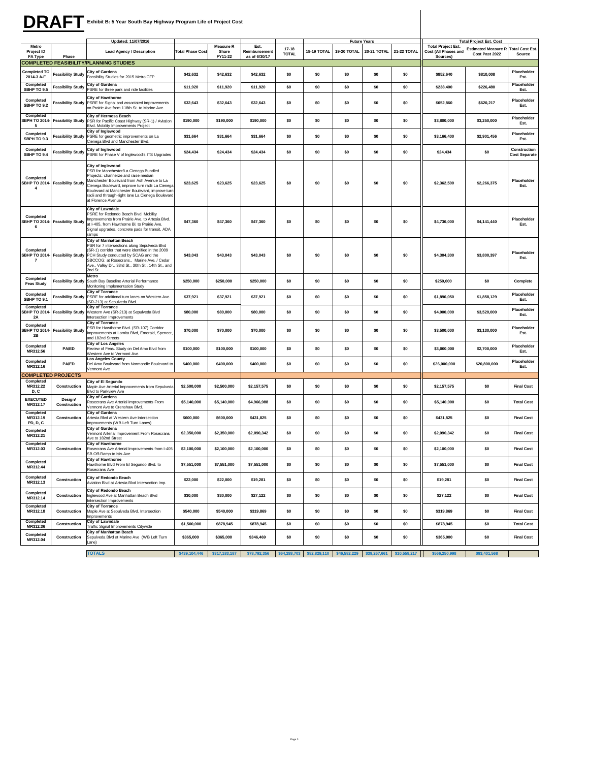# DRAFT

**Exhibit B: 5 Year South Bay Highway Program Life of Project Cost**

| Metro Project ID FA Type | Phase | Updated: 11/07/2016 Lead Agency / Description | Total Phase Cost | Measure R Share FY11-22 | Est. Reimbursement as of 6/30/17 | 17-18 TOTAL | Future Years 18-19 TOTAL | 19-20 TOTAL | 20-21 TOTAL | 21-22 TOTAL | Total Project Est. Cost Total Project Est. Cost (All Phases and Sources) | Estimated Measure R Cost Past 2022 | Total Cost Est. Source |
|---|---|---|---|---|---|---|---|---|---|---|---|---|---|
| **COMPLETED FEASIBILITY/PLANNING STUDIES** | | | | | | | | | | | | | |
| Completed TO 2014-3 A-F | Feasibility Study | **City of Gardena** Feasibility Studies for 2015 Metro CFP | $42,632 | $42,632 | $42,632 | $0 | $0 | $0 | $0 | $0 | $852,640 | $810,008 | Placeholder Est. |
| Completed SBHP TO 9.5 | Feasibility Study | **City of Gardena** PSRE for three park and ride facilities | $11,920 | $11,920 | $11,920 | $0 | $0 | $0 | $0 | $0 | $238,400 | $226,480 | Placeholder Est. |
| Completed SBHP TO 9.2 | Feasibility Study | **City of Hawthorne** PSRE for Signal and associated improvements on Prairie Ave from 118th St. to Marine Ave. | $32,643 | $32,643 | $32,643 | $0 | $0 | $0 | $0 | $0 | $652,860 | $620,217 | Placeholder Est. |
| Completed SBPH TO 2014-5 | Feasibility Study | **City of Hermosa Beach** PSR for Pacific Coast Highway (SR-1) / Aviation Blvd. Mobility Improvements Project | $190,000 | $190,000 | $190,000 | $0 | $0 | $0 | $0 | $0 | $3,800,000 | $3,250,000 | Placeholder Est. |
| Completed SBPH TO 9.3 | Feasibility Study | **City of Inglewood** PSRE for geometric improvements on La Cienega Blvd and Manchester Blvd. | $31,664 | $31,664 | $31,664 | $0 | $0 | $0 | $0 | $0 | $3,166,400 | $2,901,456 | Placeholder Est. |
| Completed SBHP TO 9.4 | Feasibility Study | **City of Inglewood** PSRE for Phase V of Inglewood's ITS Upgrades | $24,434 | $24,434 | $24,434 | $0 | $0 | $0 | $0 | $0 | $24,434 | $0 | Construction Cost Separate |
| Completed SBHP TO 2014-4 | Feasibility Study | **City of Inglewood** PSR for Manchester/La Cienega Bundled Projects: channelize and raise median Manchester Boulevard from Ash Avenue to La Cienega Boulevard, improve turn radii La Cienega Boulevard at Manchester Boulevard, improve turn radii and through-right lane La Cienega Boulevard at Florence Avenue | $23,625 | $23,625 | $23,625 | $0 | $0 | $0 | $0 | $0 | $2,362,500 | $2,266,375 | Placeholder Est. |
| Completed SBHP TO 2014-6 | Feasibility Study | **City of Lawndale** PSRE for Redondo Beach Blvd. Mobility Improvements from Prairie Ave. to Artesia Blvd. at I-405, from Hawthorne Bl. to Prairie Ave. Signal upgrades, concrete pads for transit, ADA ramps | $47,360 | $47,360 | $47,360 | $0 | $0 | $0 | $0 | $0 | $4,736,000 | $4,141,440 | Placeholder Est. |
| Completed SBHP TO 2014-7 | Feasibility Study | **City of Manhattan Beach** PSR for 7 intersections along Sepulveda Blvd (SR-1) corridor that were identified in the 2009 PCH Study conducted by SCAG and the SBCCOG: at Rosecrans., Marine Ave. / Cedar Ave., Valley Dr., 33rd St., 30th St., 14th St., and 2nd St. | $43,043 | $43,043 | $43,043 | $0 | $0 | $0 | $0 | $0 | $4,304,300 | $3,800,397 | Placeholder Est. |
| Completed Feas Study | Feasibility Study | **Metro** South Bay Baseline Arterial Performance Monitoring Implementation Study | $250,000 | $250,000 | $250,000 | $0 | $0 | $0 | $0 | $0 | $250,000 | $0 | Complete |
| Completed SBHP TO 9.1 | Feasibility Study | **City of Torrance** PSRE for additional turn lanes on Western Ave. (SR-213) at Sepulveda Blvd. | $37,921 | $37,921 | $37,921 | $0 | $0 | $0 | $0 | $0 | $1,896,050 | $1,858,129 | Placeholder Est. |
| Completed SBHP TO 2014-2A | Feasibility Study | **City of Torrance** Western Ave (SR-213) at Sepulveda Blvd Intersection Improvements | $80,000 | $80,000 | $80,000 | $0 | $0 | $0 | $0 | $0 | $4,000,000 | $3,520,000 | Placeholder Est. |
| Completed SBHP TO 2014-2B | Feasibility Study | **City of Torrance** PSR for Hawthorne Blvd. (SR-107) Corridor Improvements at Lomita Blvd, Emerald, Spencer, and 182nd Streets | $70,000 | $70,000 | $70,000 | $0 | $0 | $0 | $0 | $0 | $3,500,000 | $3,130,000 | Placeholder Est. |
| Completed MR312.56 | PA/ED | **City of Los Angeles** Review of Feas. Study on Del Amo Blvd from Western Ave to Vermont Ave. | $100,000 | $100,000 | $100,000 | $0 | $0 | $0 | $0 | $0 | $3,000,000 | $2,700,000 | Placeholder Est. |
| Completed MR312.16 | PA/ED | **Los Angeles County** Del Amo Boulevard from Normandie Boulevard to Vermont Ave | $400,000 | $400,000 | $400,000 | $0 | $0 | $0 | $0 | $0 | $26,000,000 | $20,800,000 | Placeholder Est. |
| **COMPLETED PROJECTS** | | | | | | | | | | | | | |
| Completed MR312.22 D, C | Construction | **City of El Segundo** Maple Ave Arterial Improvements from Sepulveda Blvd to Parkview Ave | $2,500,000 | $2,500,000 | $2,157,575 | $0 | $0 | $0 | $0 | $0 | $2,157,575 | $0 | Final Cost |
| EXECUTED MR312.17 | Design/ Construction | **City of Gardena** Rosecrans Ave Arterial Improvements From Vermont Ave to Crenshaw Blvd. | $5,140,000 | $5,140,000 | $4,966,988 | $0 | $0 | $0 | $0 | $0 | $5,140,000 | $0 | Total Cost |
| Completed MR312.19 PD, D, C | Construction | **City of Gardena** Artesia Blvd at Western Ave Intersection Improvements (WB Left Turn Lanes) | $600,000 | $600,000 | $431,825 | $0 | $0 | $0 | $0 | $0 | $431,825 | $0 | Final Cost |
| Completed MR312.21 | | **City of Gardena** Vermont Arterial Improvement From Rosecrans Ave to 182nd Street | $2,350,000 | $2,350,000 | $2,090,342 | $0 | $0 | $0 | $0 | $0 | $2,090,342 | $0 | Final Cost |
| Completed MR312.03 | Construction | **City of Hawthorne** Rosecrans Ave Arterial Improvements from I-405 SB Off-Ramp to Isis Ave | $2,100,000 | $2,100,000 | $2,100,000 | $0 | $0 | $0 | $0 | $0 | $2,100,000 | $0 | Final Cost |
| Completed MR312.44 | | **City of Hawthorne** Hawthorne Blvd From El Segundo Blvd. to Rosecrans Ave | $7,551,000 | $7,551,000 | $7,551,000 | $0 | $0 | $0 | $0 | $0 | $7,551,000 | $0 | Final Cost |
| Completed MR312.13 | Construction | **City of Redondo Beach** Aviation Blvd at Artesia Blvd Intersection Imp. | $22,000 | $22,000 | $19,281 | $0 | $0 | $0 | $0 | $0 | $19,281 | $0 | Final Cost |
| Completed MR312.14 | Construction | **City of Redondo Beach** Inglewood Ave at Manhattan Beach Blvd Intersection Improvements | $30,000 | $30,000 | $27,122 | $0 | $0 | $0 | $0 | $0 | $27,122 | $0 | Final Cost |
| Completed MR312.18 | Construction | **City of Torrance** Maple Ave at Sepulveda Blvd. Intersection Improvements | $540,000 | $540,000 | $319,869 | $0 | $0 | $0 | $0 | $0 | $319,869 | $0 | Final Cost |
| Completed MR312.36 | Construction | **City of Lawndale** Traffic Signal Improvements Citywide | $1,500,000 | $878,945 | $878,945 | $0 | $0 | $0 | $0 | $0 | $878,945 | $0 | Total Cost |
| Completed MR312.04 | Construction | **City of Manhattan Beach** Sepulveda Blvd at Marine Ave (WB Left Turn Lane) | $365,000 | $365,000 | $346,469 | $0 | $0 | $0 | $0 | $0 | $365,000 | $0 | Final Cost |
| | | **TOTALS** | $439,104,446 | $317,183,187 | $78,792,356 | $64,288,703 | $82,829,110 | $46,582,229 | $39,267,661 | $10,558,217 | $566,250,998 | $93,401,568 | |